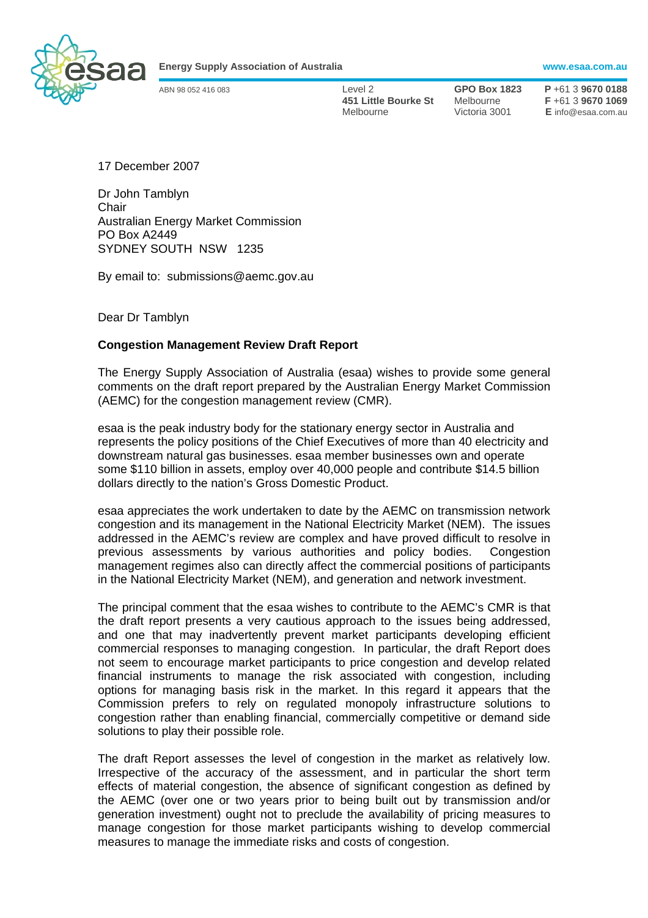**Energy Supply Association of Australia** www.esaa.com.au

ABN 98 052 416 083

Level 2
**451 Little Bourke St**
Melbourne

**GPO Box 1823**
Melbourne
Victoria 3001

**P** +61 3 **9670 0188**
**F** +61 3 **9670 1069**
**E** info@esaa.com.au

17 December 2007

Dr John Tamblyn
Chair
Australian Energy Market Commission
PO Box A2449
SYDNEY SOUTH NSW 1235

By email to: submissions@aemc.gov.au

Dear Dr Tamblyn

**Congestion Management Review Draft Report**

The Energy Supply Association of Australia (esaa) wishes to provide some general comments on the draft report prepared by the Australian Energy Market Commission (AEMC) for the congestion management review (CMR).

esaa is the peak industry body for the stationary energy sector in Australia and represents the policy positions of the Chief Executives of more than 40 electricity and downstream natural gas businesses. esaa member businesses own and operate some $110 billion in assets, employ over 40,000 people and contribute $14.5 billion dollars directly to the nation's Gross Domestic Product.

esaa appreciates the work undertaken to date by the AEMC on transmission network congestion and its management in the National Electricity Market (NEM). The issues addressed in the AEMC's review are complex and have proved difficult to resolve in previous assessments by various authorities and policy bodies. Congestion management regimes also can directly affect the commercial positions of participants in the National Electricity Market (NEM), and generation and network investment.

The principal comment that the esaa wishes to contribute to the AEMC's CMR is that the draft report presents a very cautious approach to the issues being addressed, and one that may inadvertently prevent market participants developing efficient commercial responses to managing congestion. In particular, the draft Report does not seem to encourage market participants to price congestion and develop related financial instruments to manage the risk associated with congestion, including options for managing basis risk in the market. In this regard it appears that the Commission prefers to rely on regulated monopoly infrastructure solutions to congestion rather than enabling financial, commercially competitive or demand side solutions to play their possible role.

The draft Report assesses the level of congestion in the market as relatively low. Irrespective of the accuracy of the assessment, and in particular the short term effects of material congestion, the absence of significant congestion as defined by the AEMC (over one or two years prior to being built out by transmission and/or generation investment) ought not to preclude the availability of pricing measures to manage congestion for those market participants wishing to develop commercial measures to manage the immediate risks and costs of congestion.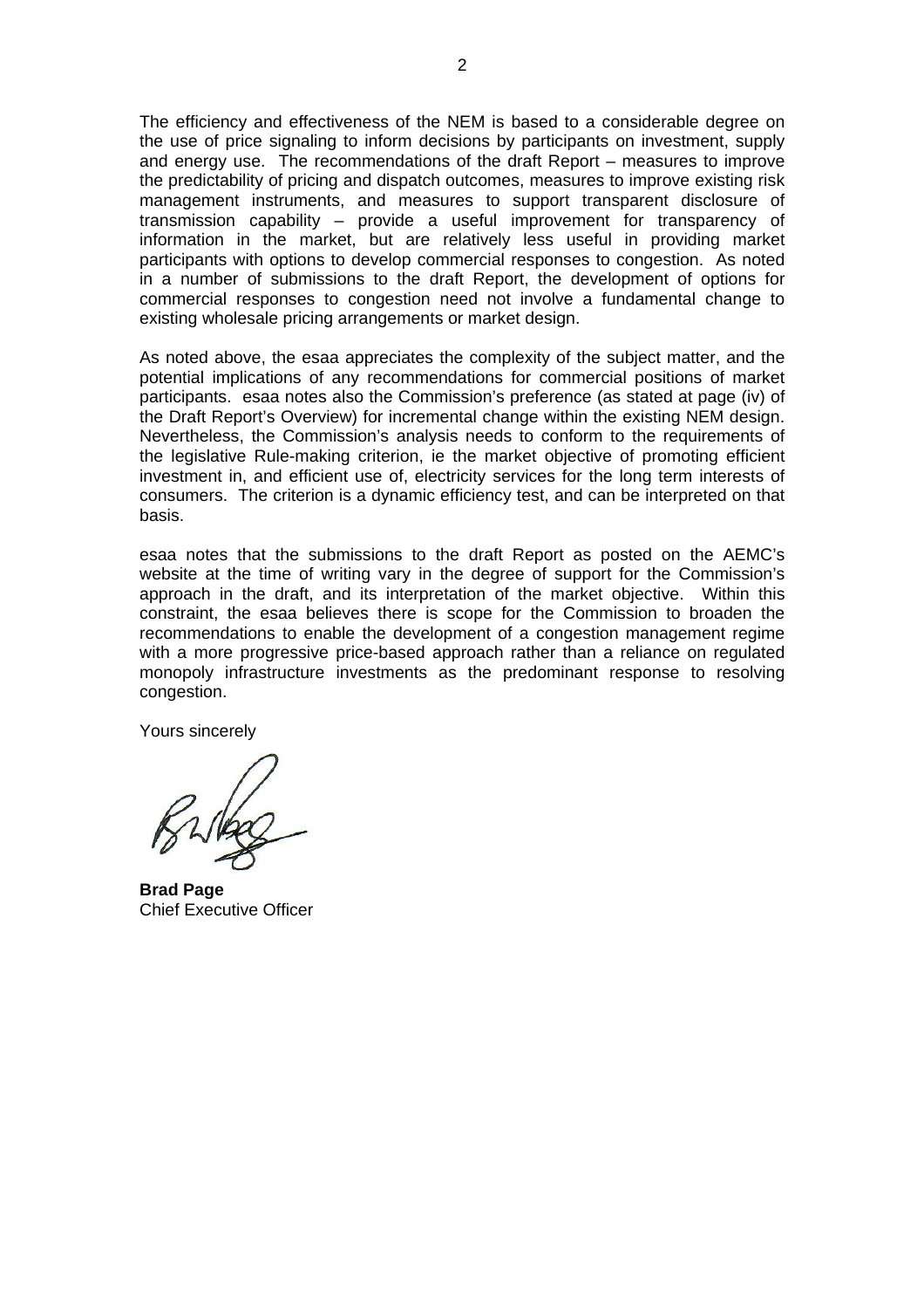The efficiency and effectiveness of the NEM is based to a considerable degree on the use of price signaling to inform decisions by participants on investment, supply and energy use. The recommendations of the draft Report – measures to improve the predictability of pricing and dispatch outcomes, measures to improve existing risk management instruments, and measures to support transparent disclosure of transmission capability – provide a useful improvement for transparency of information in the market, but are relatively less useful in providing market participants with options to develop commercial responses to congestion. As noted in a number of submissions to the draft Report, the development of options for commercial responses to congestion need not involve a fundamental change to existing wholesale pricing arrangements or market design.

As noted above, the esaa appreciates the complexity of the subject matter, and the potential implications of any recommendations for commercial positions of market participants. esaa notes also the Commission's preference (as stated at page (iv) of the Draft Report's Overview) for incremental change within the existing NEM design. Nevertheless, the Commission's analysis needs to conform to the requirements of the legislative Rule-making criterion, ie the market objective of promoting efficient investment in, and efficient use of, electricity services for the long term interests of consumers. The criterion is a dynamic efficiency test, and can be interpreted on that basis.

esaa notes that the submissions to the draft Report as posted on the AEMC's website at the time of writing vary in the degree of support for the Commission's approach in the draft, and its interpretation of the market objective. Within this constraint, the esaa believes there is scope for the Commission to broaden the recommendations to enable the development of a congestion management regime with a more progressive price-based approach rather than a reliance on regulated monopoly infrastructure investments as the predominant response to resolving congestion.

Yours sincerely

**Brad Page**
Chief Executive Officer